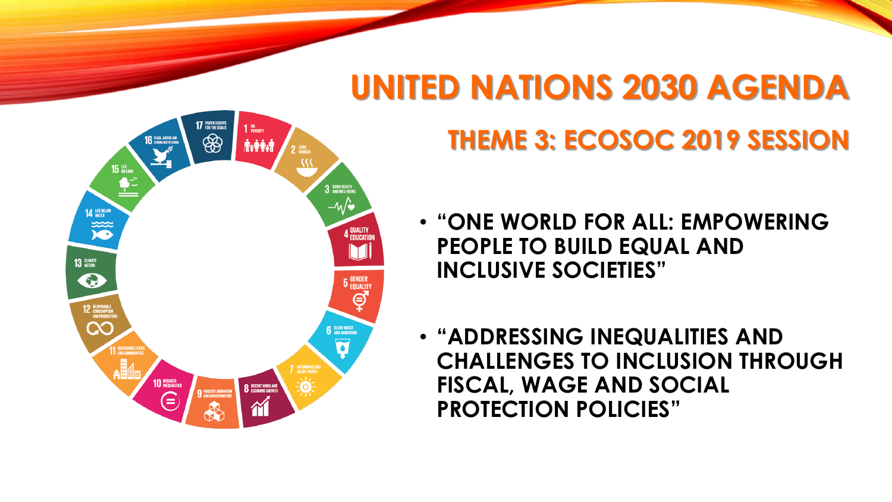# UNITED NATIONS 2030 AGENDA

## THEME 3: ECOSOC 2019 SESSION

- **"ONE WORLD FOR ALL: EMPOWERING PEOPLE TO BUILD EQUAL AND INCLUSIVE SOCIETIES"**
- **"ADDRESSING INEQUALITIES AND CHALLENGES TO INCLUSION THROUGH FISCAL, WAGE AND SOCIAL PROTECTION POLICIES"**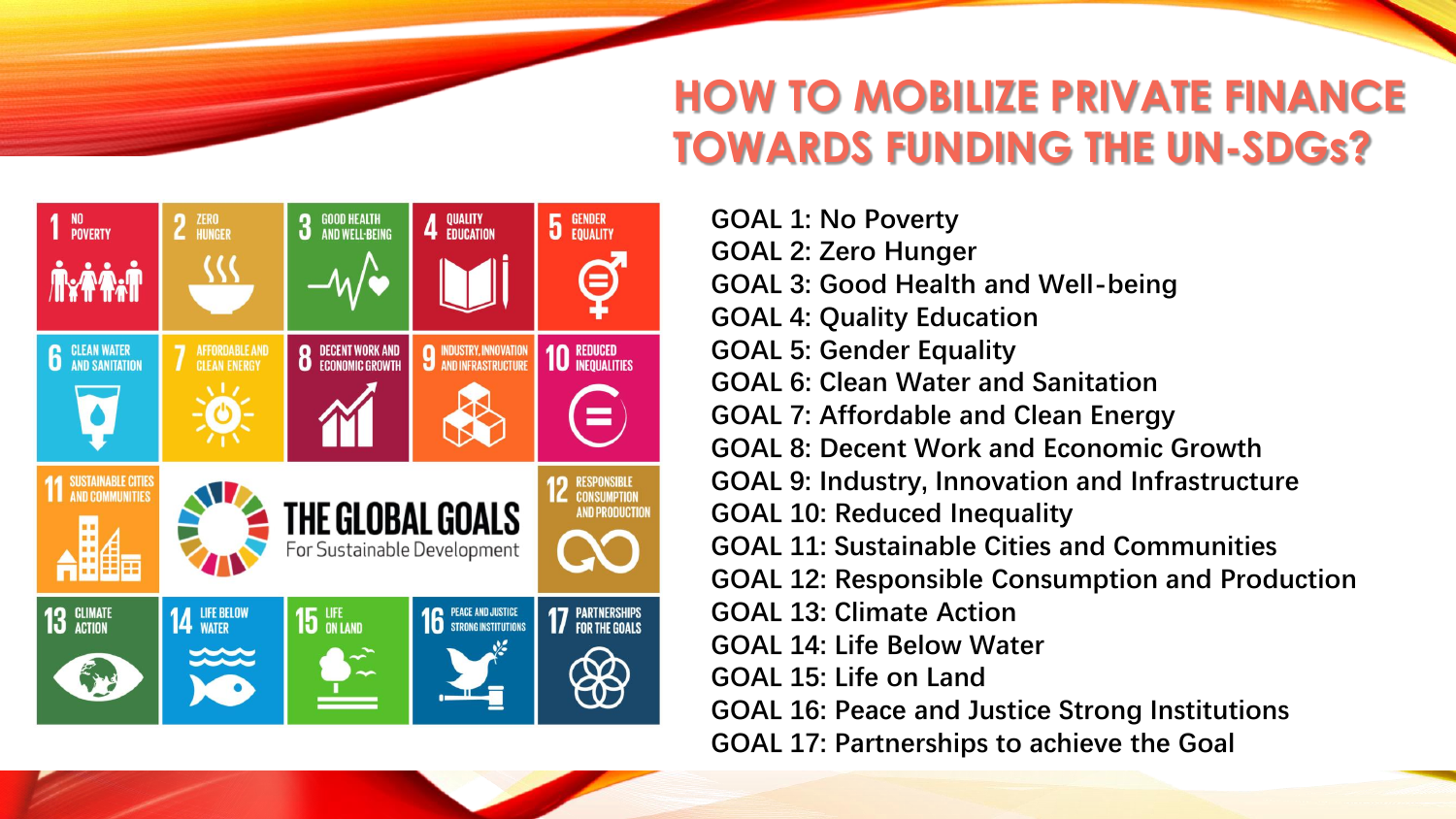# HOW TO MOBILIZE PRIVATE FINANCE TOWARDS FUNDING THE UN-SDGs?

GOAL 1: No Poverty
GOAL 2: Zero Hunger
GOAL 3: Good Health and Well-being
GOAL 4: Quality Education
GOAL 5: Gender Equality
GOAL 6: Clean Water and Sanitation
GOAL 7: Affordable and Clean Energy
GOAL 8: Decent Work and Economic Growth
GOAL 9: Industry, Innovation and Infrastructure
GOAL 10: Reduced Inequality
GOAL 11: Sustainable Cities and Communities
GOAL 12: Responsible Consumption and Production
GOAL 13: Climate Action
GOAL 14: Life Below Water
GOAL 15: Life on Land
GOAL 16: Peace and Justice Strong Institutions
GOAL 17: Partnerships to achieve the Goal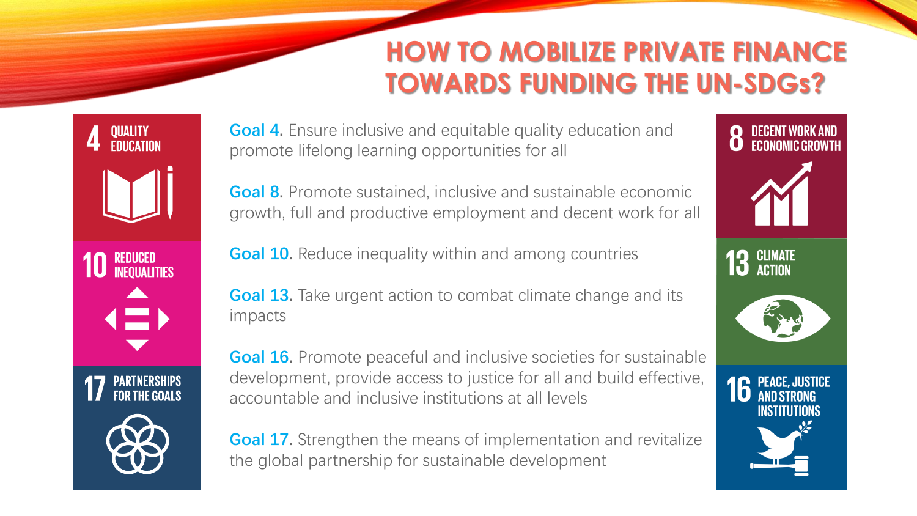# HOW TO MOBILIZE PRIVATE FINANCE TOWARDS FUNDING THE UN-SDGs?

**Goal 4.** Ensure inclusive and equitable quality education and promote lifelong learning opportunities for all

**Goal 8.** Promote sustained, inclusive and sustainable economic growth, full and productive employment and decent work for all

**Goal 10.** Reduce inequality within and among countries

**Goal 13.** Take urgent action to combat climate change and its impacts

**Goal 16.** Promote peaceful and inclusive societies for sustainable development, provide access to justice for all and build effective, accountable and inclusive institutions at all levels

**Goal 17.** Strengthen the means of implementation and revitalize the global partnership for sustainable development